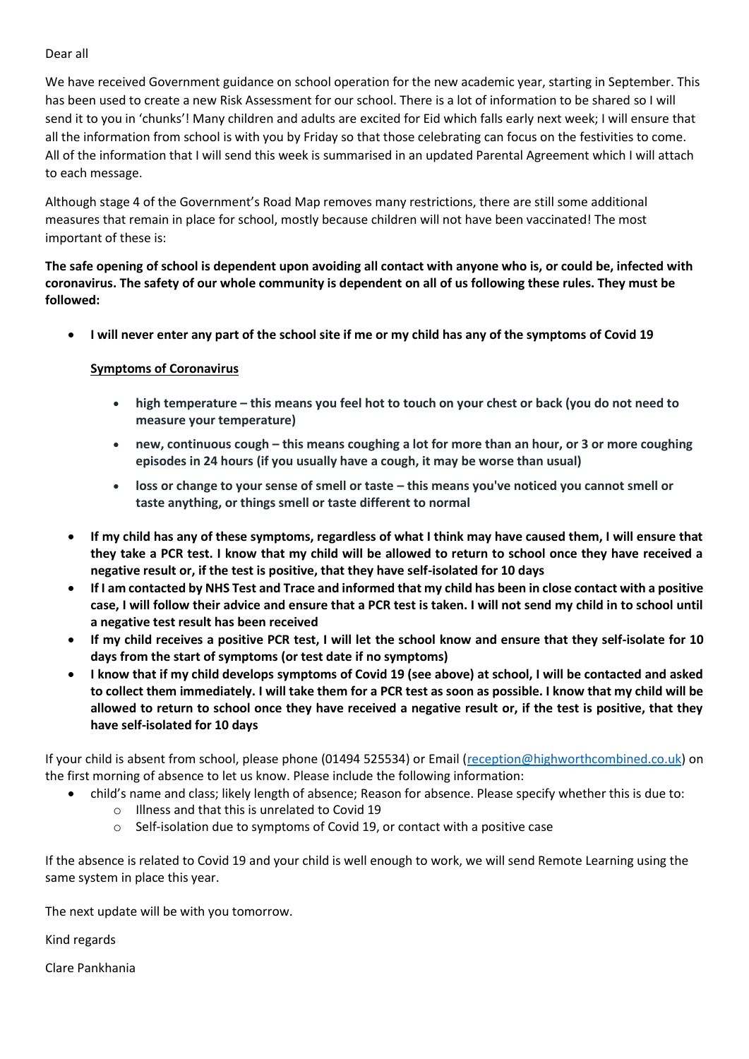Dear all

We have received Government guidance on school operation for the new academic year, starting in September. This has been used to create a new Risk Assessment for our school. There is a lot of information to be shared so I will send it to you in 'chunks'! Many children and adults are excited for Eid which falls early next week; I will ensure that all the information from school is with you by Friday so that those celebrating can focus on the festivities to come. All of the information that I will send this week is summarised in an updated Parental Agreement which I will attach to each message.

Although stage 4 of the Government's Road Map removes many restrictions, there are still some additional measures that remain in place for school, mostly because children will not have been vaccinated! The most important of these is:

**The safe opening of school is dependent upon avoiding all contact with anyone who is, or could be, infected with coronavirus. The safety of our whole community is dependent on all of us following these rules. They must be followed:**

- **I will never enter any part of the school site if me or my child has any of the symptoms of Covid 19**

  **<u>Symptoms of Coronavirus</u>**

  - **high temperature – this means you feel hot to touch on your chest or back (you do not need to measure your temperature)**
  - **new, continuous cough – this means coughing a lot for more than an hour, or 3 or more coughing episodes in 24 hours (if you usually have a cough, it may be worse than usual)**
  - **loss or change to your sense of smell or taste – this means you've noticed you cannot smell or taste anything, or things smell or taste different to normal**

- **If my child has any of these symptoms, regardless of what I think may have caused them, I will ensure that they take a PCR test. I know that my child will be allowed to return to school once they have received a negative result or, if the test is positive, that they have self-isolated for 10 days**
- **If I am contacted by NHS Test and Trace and informed that my child has been in close contact with a positive case, I will follow their advice and ensure that a PCR test is taken. I will not send my child in to school until a negative test result has been received**
- **If my child receives a positive PCR test, I will let the school know and ensure that they self-isolate for 10 days from the start of symptoms (or test date if no symptoms)**
- **I know that if my child develops symptoms of Covid 19 (see above) at school, I will be contacted and asked to collect them immediately. I will take them for a PCR test as soon as possible. I know that my child will be allowed to return to school once they have received a negative result or, if the test is positive, that they have self-isolated for 10 days**

If your child is absent from school, please phone (01494 525534) or Email (reception@highworthcombined.co.uk) on the first morning of absence to let us know. Please include the following information:

- child's name and class; likely length of absence; Reason for absence. Please specify whether this is due to:
  - Illness and that this is unrelated to Covid 19
  - Self-isolation due to symptoms of Covid 19, or contact with a positive case

If the absence is related to Covid 19 and your child is well enough to work, we will send Remote Learning using the same system in place this year.

The next update will be with you tomorrow.

Kind regards

Clare Pankhania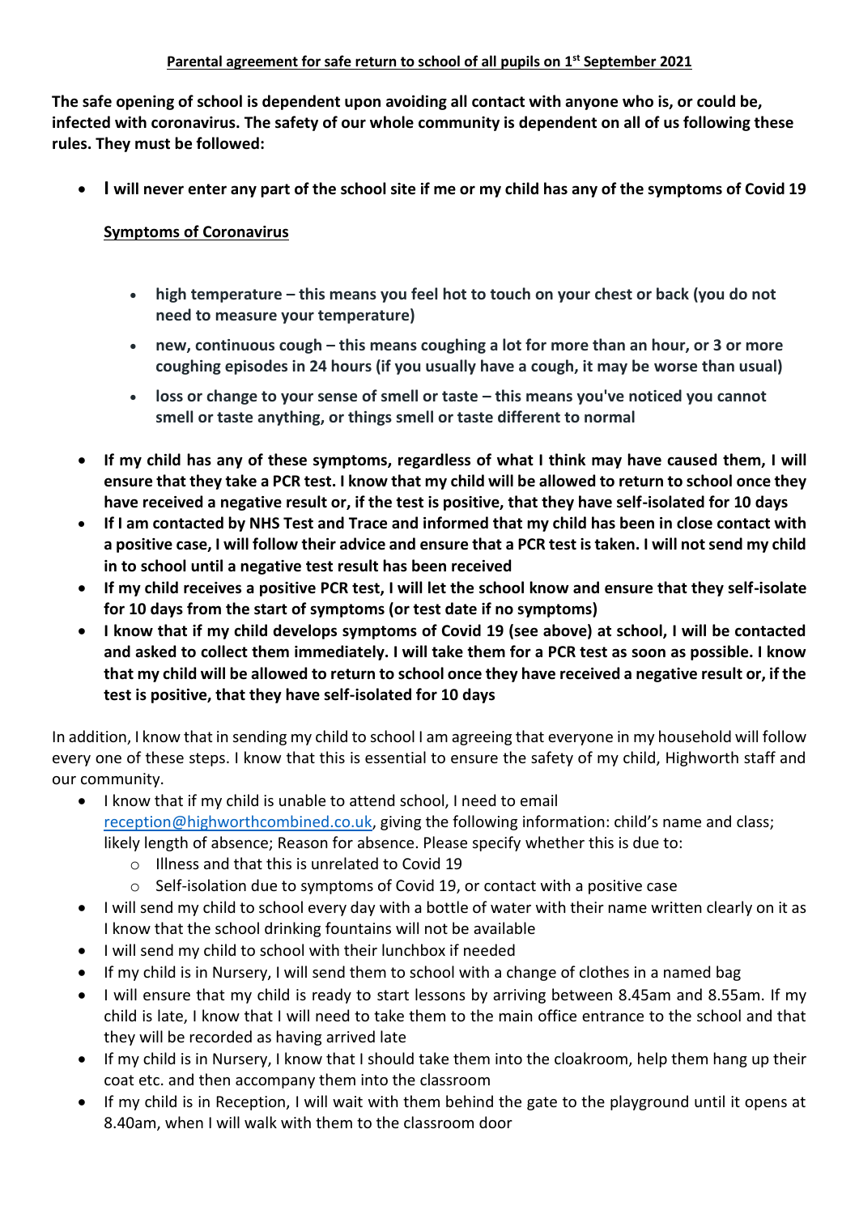**Parental agreement for safe return to school of all pupils on 1st September 2021**

**The safe opening of school is dependent upon avoiding all contact with anyone who is, or could be, infected with coronavirus. The safety of our whole community is dependent on all of us following these rules. They must be followed:**

- **I will never enter any part of the school site if me or my child has any of the symptoms of Covid 19**

  **Symptoms of Coronavirus**

  - **high temperature – this means you feel hot to touch on your chest or back (you do not need to measure your temperature)**
  - **new, continuous cough – this means coughing a lot for more than an hour, or 3 or more coughing episodes in 24 hours (if you usually have a cough, it may be worse than usual)**
  - **loss or change to your sense of smell or taste – this means you've noticed you cannot smell or taste anything, or things smell or taste different to normal**

- **If my child has any of these symptoms, regardless of what I think may have caused them, I will ensure that they take a PCR test. I know that my child will be allowed to return to school once they have received a negative result or, if the test is positive, that they have self-isolated for 10 days**
- **If I am contacted by NHS Test and Trace and informed that my child has been in close contact with a positive case, I will follow their advice and ensure that a PCR test is taken. I will not send my child in to school until a negative test result has been received**
- **If my child receives a positive PCR test, I will let the school know and ensure that they self-isolate for 10 days from the start of symptoms (or test date if no symptoms)**
- **I know that if my child develops symptoms of Covid 19 (see above) at school, I will be contacted and asked to collect them immediately. I will take them for a PCR test as soon as possible. I know that my child will be allowed to return to school once they have received a negative result or, if the test is positive, that they have self-isolated for 10 days**

In addition, I know that in sending my child to school I am agreeing that everyone in my household will follow every one of these steps. I know that this is essential to ensure the safety of my child, Highworth staff and our community.

- I know that if my child is unable to attend school, I need to email reception@highworthcombined.co.uk, giving the following information: child's name and class; likely length of absence; Reason for absence. Please specify whether this is due to:
  - Illness and that this is unrelated to Covid 19
  - Self-isolation due to symptoms of Covid 19, or contact with a positive case
- I will send my child to school every day with a bottle of water with their name written clearly on it as I know that the school drinking fountains will not be available
- I will send my child to school with their lunchbox if needed
- If my child is in Nursery, I will send them to school with a change of clothes in a named bag
- I will ensure that my child is ready to start lessons by arriving between 8.45am and 8.55am. If my child is late, I know that I will need to take them to the main office entrance to the school and that they will be recorded as having arrived late
- If my child is in Nursery, I know that I should take them into the cloakroom, help them hang up their coat etc. and then accompany them into the classroom
- If my child is in Reception, I will wait with them behind the gate to the playground until it opens at 8.40am, when I will walk with them to the classroom door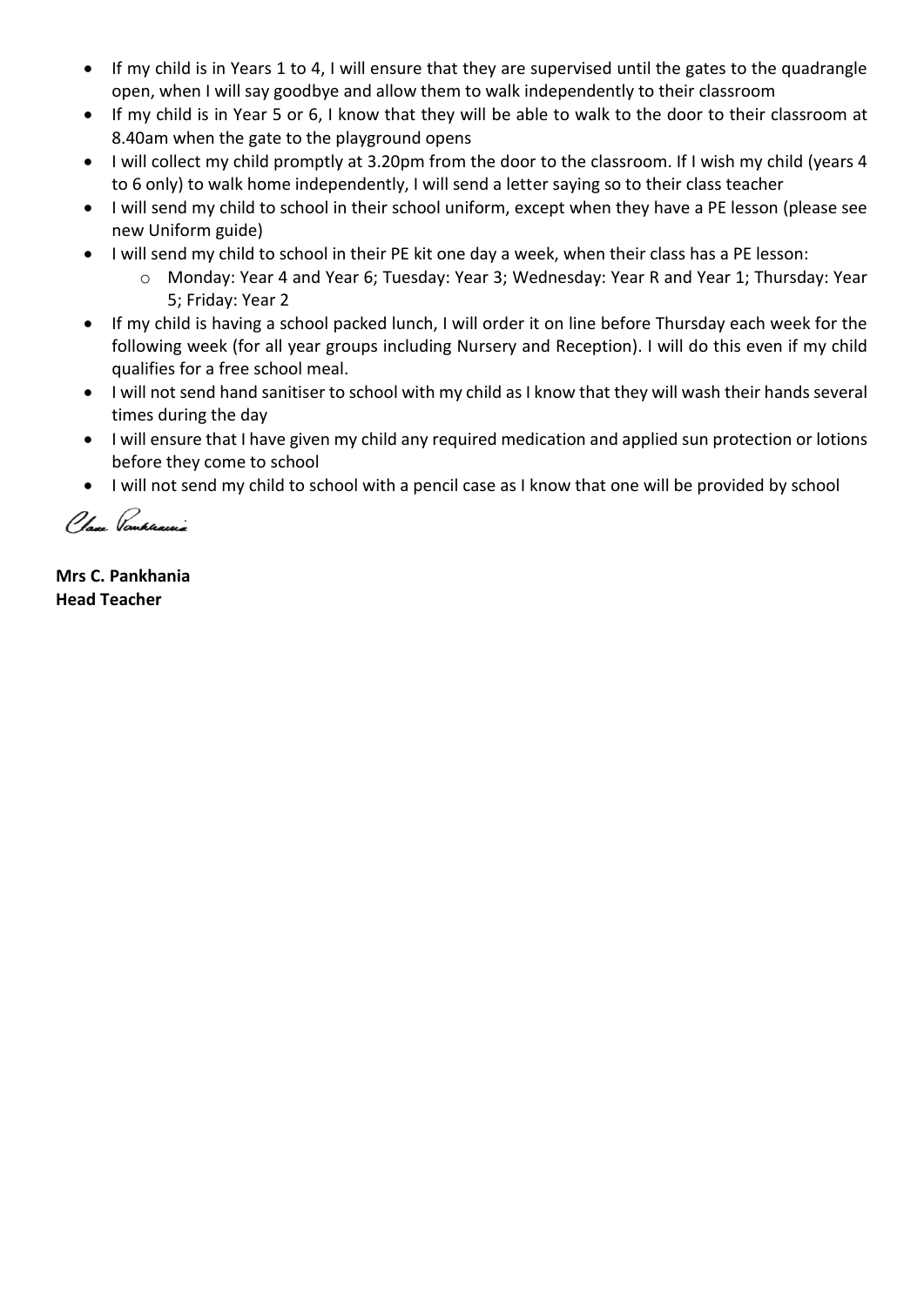- If my child is in Years 1 to 4, I will ensure that they are supervised until the gates to the quadrangle open, when I will say goodbye and allow them to walk independently to their classroom
- If my child is in Year 5 or 6, I know that they will be able to walk to the door to their classroom at 8.40am when the gate to the playground opens
- I will collect my child promptly at 3.20pm from the door to the classroom. If I wish my child (years 4 to 6 only) to walk home independently, I will send a letter saying so to their class teacher
- I will send my child to school in their school uniform, except when they have a PE lesson (please see new Uniform guide)
- I will send my child to school in their PE kit one day a week, when their class has a PE lesson:
    - Monday: Year 4 and Year 6; Tuesday: Year 3; Wednesday: Year R and Year 1; Thursday: Year 5; Friday: Year 2
- If my child is having a school packed lunch, I will order it on line before Thursday each week for the following week (for all year groups including Nursery and Reception). I will do this even if my child qualifies for a free school meal.
- I will not send hand sanitiser to school with my child as I know that they will wash their hands several times during the day
- I will ensure that I have given my child any required medication and applied sun protection or lotions before they come to school
- I will not send my child to school with a pencil case as I know that one will be provided by school

Clare Pankhania

**Mrs C. Pankhania**
**Head Teacher**